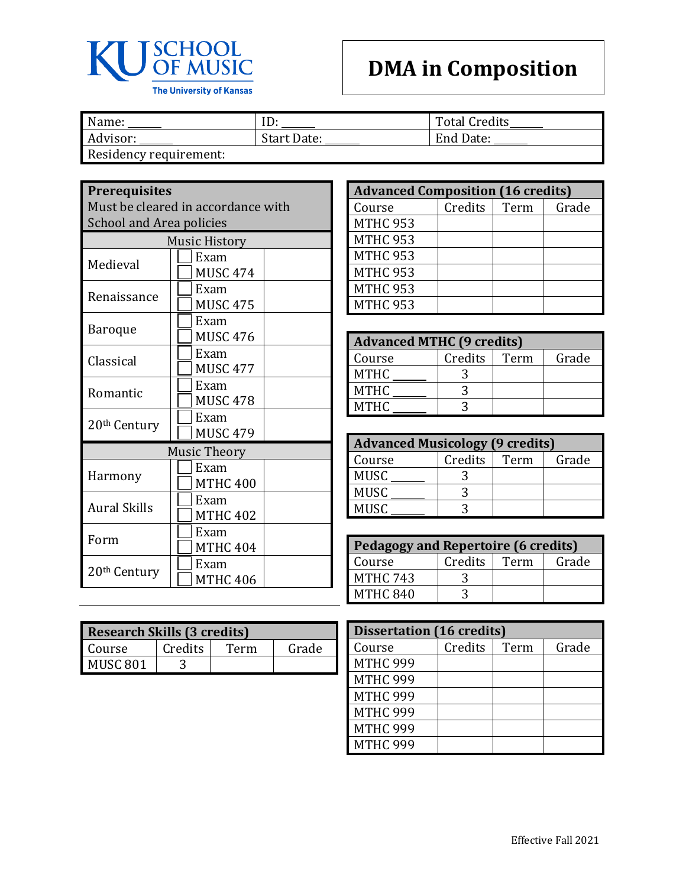KU SCHOOL OF MUSIC
The University of Kansas

# DMA in Composition

| Name: ______ | ID: ______ | Total Credits______ |
|---|---|---|
| Advisor: ______ | Start Date: ______ | End Date: ______ |
| Residency requirement: | | |

**Prerequisites**
Must be cleared in accordance with School and Area policies

| Music History | | |
|---|---|---|
| Medieval | ☐ Exam<br>☐ MUSC 474 | |
| Renaissance | ☐ Exam<br>☐ MUSC 475 | |
| Baroque | ☐ Exam<br>☐ MUSC 476 | |
| Classical | ☐ Exam<br>☐ MUSC 477 | |
| Romantic | ☐ Exam<br>☐ MUSC 478 | |
| 20th Century | ☐ Exam<br>☐ MUSC 479 | |

| Music Theory | | |
|---|---|---|
| Harmony | ☐ Exam<br>☐ MTHC 400 | |
| Aural Skills | ☐ Exam<br>☐ MTHC 402 | |
| Form | ☐ Exam<br>☐ MTHC 404 | |
| 20th Century | ☐ Exam<br>☐ MTHC 406 | |

**Research Skills (3 credits)**

| Course | Credits | Term | Grade |
|---|---|---|---|
| MUSC 801 | 3 | | |

**Advanced Composition (16 credits)**

| Course | Credits | Term | Grade |
|---|---|---|---|
| MTHC 953 | | | |
| MTHC 953 | | | |
| MTHC 953 | | | |
| MTHC 953 | | | |
| MTHC 953 | | | |
| MTHC 953 | | | |

**Advanced MTHC (9 credits)**

| Course | Credits | Term | Grade |
|---|---|---|---|
| MTHC ______ | 3 | | |
| MTHC ______ | 3 | | |
| MTHC ______ | 3 | | |

**Advanced Musicology (9 credits)**

| Course | Credits | Term | Grade |
|---|---|---|---|
| MUSC ______ | 3 | | |
| MUSC ______ | 3 | | |
| MUSC ______ | 3 | | |

**Pedagogy and Repertoire (6 credits)**

| Course | Credits | Term | Grade |
|---|---|---|---|
| MTHC 743 | 3 | | |
| MTHC 840 | 3 | | |

**Dissertation (16 credits)**

| Course | Credits | Term | Grade |
|---|---|---|---|
| MTHC 999 | | | |
| MTHC 999 | | | |
| MTHC 999 | | | |
| MTHC 999 | | | |
| MTHC 999 | | | |
| MTHC 999 | | | |

Effective Fall 2021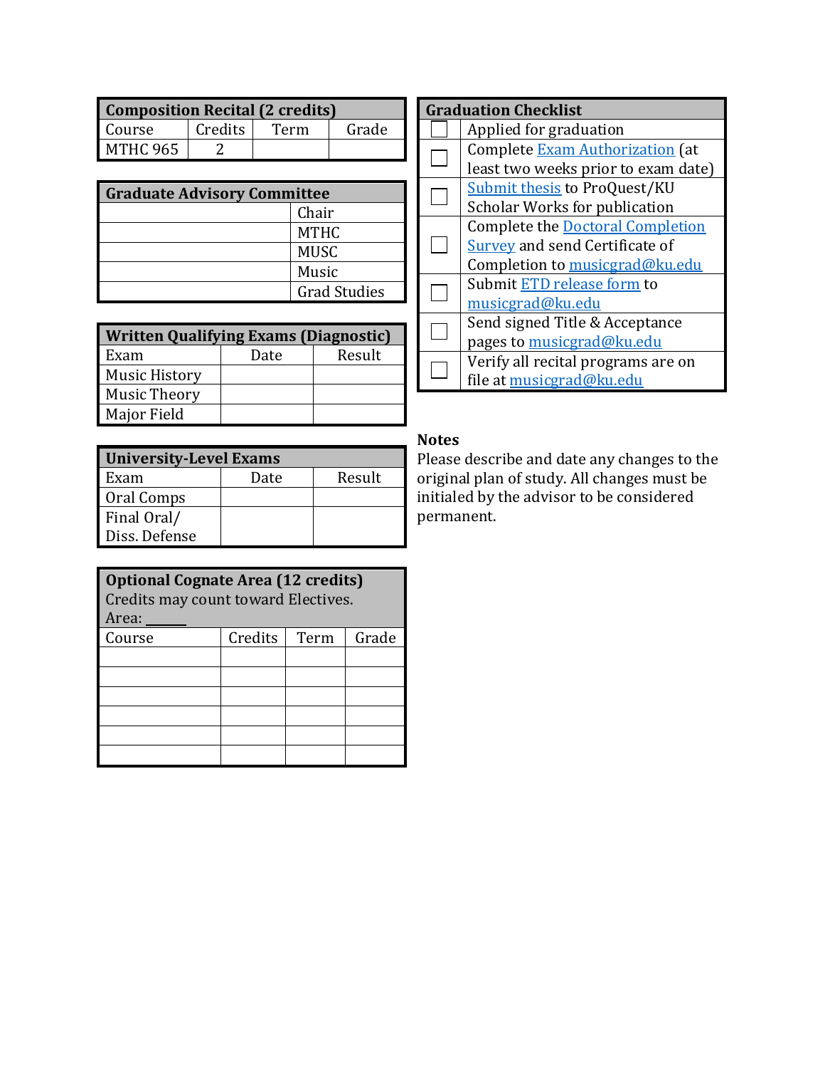| Composition Recital (2 credits) | | | |
|---|---|---|---|
| Course | Credits | Term | Grade |
| MTHC 965 | 2 | | |

| Graduate Advisory Committee | |
|---|---|
| | Chair |
| | MTHC |
| | MUSC |
| | Music |
| | Grad Studies |

| Written Qualifying Exams (Diagnostic) | | |
|---|---|---|
| Exam | Date | Result |
| Music History | | |
| Music Theory | | |
| Major Field | | |

| University-Level Exams | | |
|---|---|---|
| Exam | Date | Result |
| Oral Comps | | |
| Final Oral/ Diss. Defense | | |

| Optional Cognate Area (12 credits) Credits may count toward Electives. Area: ______ | | | |
|---|---|---|---|
| Course | Credits | Term | Grade |
| | | | |
| | | | |
| | | | |
| | | | |
| | | | |
| | | | |

| Graduation Checklist | |
|---|---|
| ☐ | Applied for graduation |
| ☐ | Complete Exam Authorization (at least two weeks prior to exam date) |
| ☐ | Submit thesis to ProQuest/KU Scholar Works for publication |
| ☐ | Complete the Doctoral Completion Survey and send Certificate of Completion to musicgrad@ku.edu |
| ☐ | Submit ETD release form to musicgrad@ku.edu |
| ☐ | Send signed Title & Acceptance pages to musicgrad@ku.edu |
| ☐ | Verify all recital programs are on file at musicgrad@ku.edu |

**Notes**

Please describe and date any changes to the original plan of study. All changes must be initialed by the advisor to be considered permanent.